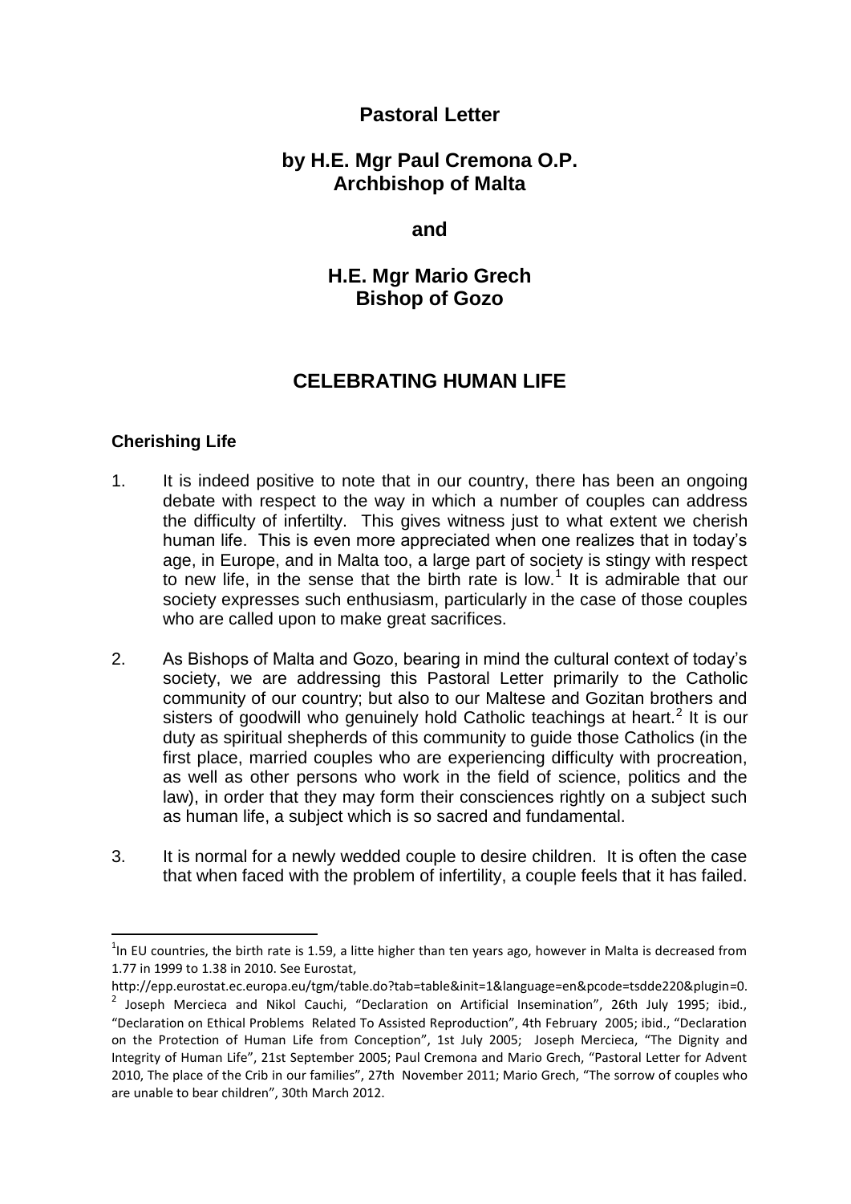# Pastoral Letter

## by H.E. Mgr Paul Cremona O.P. Archbishop of Malta

## and

## H.E. Mgr Mario Grech Bishop of Gozo

# CELEBRATING HUMAN LIFE

### Cherishing Life

1. It is indeed positive to note that in our country, there has been an ongoing debate with respect to the way in which a number of couples can address the difficulty of infertilty. This gives witness just to what extent we cherish human life. This is even more appreciated when one realizes that in today's age, in Europe, and in Malta too, a large part of society is stingy with respect to new life, in the sense that the birth rate is low.[1] It is admirable that our society expresses such enthusiasm, particularly in the case of those couples who are called upon to make great sacrifices.

2. As Bishops of Malta and Gozo, bearing in mind the cultural context of today's society, we are addressing this Pastoral Letter primarily to the Catholic community of our country; but also to our Maltese and Gozitan brothers and sisters of goodwill who genuinely hold Catholic teachings at heart.[2] It is our duty as spiritual shepherds of this community to guide those Catholics (in the first place, married couples who are experiencing difficulty with procreation, as well as other persons who work in the field of science, politics and the law), in order that they may form their consciences rightly on a subject such as human life, a subject which is so sacred and fundamental.

3. It is normal for a newly wedded couple to desire children. It is often the case that when faced with the problem of infertility, a couple feels that it has failed.

---

[1] In EU countries, the birth rate is 1.59, a litte higher than ten years ago, however in Malta is decreased from 1.77 in 1999 to 1.38 in 2010. See Eurostat, http://epp.eurostat.ec.europa.eu/tgm/table.do?tab=table&init=1&language=en&pcode=tsdde220&plugin=0.

[2] Joseph Mercieca and Nikol Cauchi, "Declaration on Artificial Insemination", 26th July 1995; ibid., "Declaration on Ethical Problems Related To Assisted Reproduction", 4th February 2005; ibid., "Declaration on the Protection of Human Life from Conception", 1st July 2005; Joseph Mercieca, "The Dignity and Integrity of Human Life", 21st September 2005; Paul Cremona and Mario Grech, "Pastoral Letter for Advent 2010, The place of the Crib in our families", 27th November 2011; Mario Grech, "The sorrow of couples who are unable to bear children", 30th March 2012.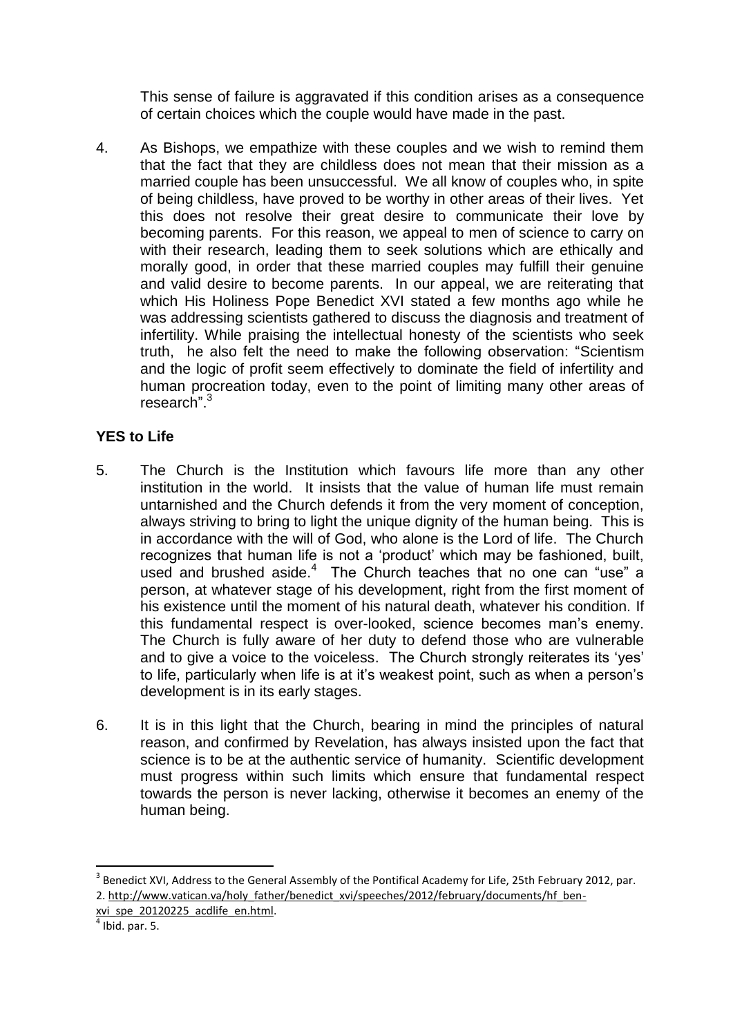This sense of failure is aggravated if this condition arises as a consequence of certain choices which the couple would have made in the past.

4. As Bishops, we empathize with these couples and we wish to remind them that the fact that they are childless does not mean that their mission as a married couple has been unsuccessful. We all know of couples who, in spite of being childless, have proved to be worthy in other areas of their lives. Yet this does not resolve their great desire to communicate their love by becoming parents. For this reason, we appeal to men of science to carry on with their research, leading them to seek solutions which are ethically and morally good, in order that these married couples may fulfill their genuine and valid desire to become parents. In our appeal, we are reiterating that which His Holiness Pope Benedict XVI stated a few months ago while he was addressing scientists gathered to discuss the diagnosis and treatment of infertility. While praising the intellectual honesty of the scientists who seek truth, he also felt the need to make the following observation: "Scientism and the logic of profit seem effectively to dominate the field of infertility and human procreation today, even to the point of limiting many other areas of research".[3]

**YES to Life**

5. The Church is the Institution which favours life more than any other institution in the world. It insists that the value of human life must remain untarnished and the Church defends it from the very moment of conception, always striving to bring to light the unique dignity of the human being. This is in accordance with the will of God, who alone is the Lord of life. The Church recognizes that human life is not a 'product' which may be fashioned, built, used and brushed aside.[4] The Church teaches that no one can "use" a person, at whatever stage of his development, right from the first moment of his existence until the moment of his natural death, whatever his condition. If this fundamental respect is over-looked, science becomes man's enemy. The Church is fully aware of her duty to defend those who are vulnerable and to give a voice to the voiceless. The Church strongly reiterates its 'yes' to life, particularly when life is at it's weakest point, such as when a person's development is in its early stages.

6. It is in this light that the Church, bearing in mind the principles of natural reason, and confirmed by Revelation, has always insisted upon the fact that science is to be at the authentic service of humanity. Scientific development must progress within such limits which ensure that fundamental respect towards the person is never lacking, otherwise it becomes an enemy of the human being.

---

[3] Benedict XVI, Address to the General Assembly of the Pontifical Academy for Life, 25th February 2012, par. 2. http://www.vatican.va/holy_father/benedict_xvi/speeches/2012/february/documents/hf_ben-xvi_spe_20120225_acdlife_en.html.

[4] Ibid. par. 5.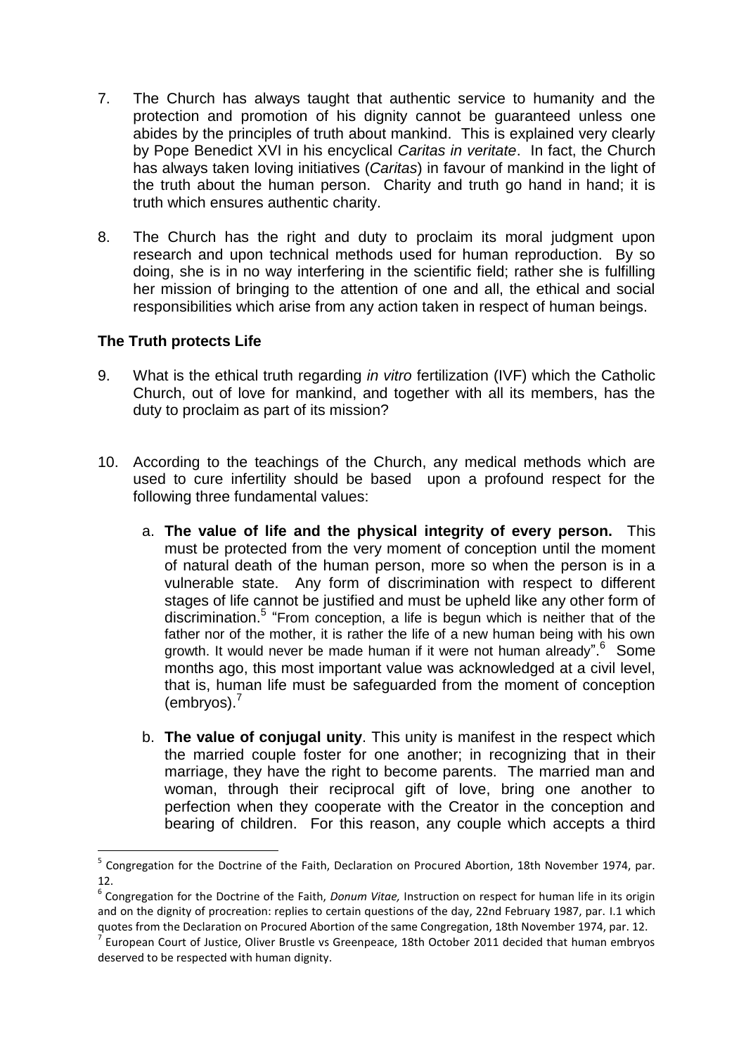7. The Church has always taught that authentic service to humanity and the protection and promotion of his dignity cannot be guaranteed unless one abides by the principles of truth about mankind. This is explained very clearly by Pope Benedict XVI in his encyclical *Caritas in veritate*. In fact, the Church has always taken loving initiatives (*Caritas*) in favour of mankind in the light of the truth about the human person. Charity and truth go hand in hand; it is truth which ensures authentic charity.

8. The Church has the right and duty to proclaim its moral judgment upon research and upon technical methods used for human reproduction. By so doing, she is in no way interfering in the scientific field; rather she is fulfilling her mission of bringing to the attention of one and all, the ethical and social responsibilities which arise from any action taken in respect of human beings.

### The Truth protects Life

9. What is the ethical truth regarding *in vitro* fertilization (IVF) which the Catholic Church, out of love for mankind, and together with all its members, has the duty to proclaim as part of its mission?

10. According to the teachings of the Church, any medical methods which are used to cure infertility should be based upon a profound respect for the following three fundamental values:

    a. **The value of life and the physical integrity of every person.** This must be protected from the very moment of conception until the moment of natural death of the human person, more so when the person is in a vulnerable state. Any form of discrimination with respect to different stages of life cannot be justified and must be upheld like any other form of discrimination.[5] "From conception, a life is begun which is neither that of the father nor of the mother, it is rather the life of a new human being with his own growth. It would never be made human if it were not human already".[6] Some months ago, this most important value was acknowledged at a civil level, that is, human life must be safeguarded from the moment of conception (embryos).[7]

    b. **The value of conjugal unity**. This unity is manifest in the respect which the married couple foster for one another; in recognizing that in their marriage, they have the right to become parents. The married man and woman, through their reciprocal gift of love, bring one another to perfection when they cooperate with the Creator in the conception and bearing of children. For this reason, any couple which accepts a third

---

[5] Congregation for the Doctrine of the Faith, Declaration on Procured Abortion, 18th November 1974, par. 12.

[6] Congregation for the Doctrine of the Faith, *Donum Vitae,* Instruction on respect for human life in its origin and on the dignity of procreation: replies to certain questions of the day, 22nd February 1987, par. I.1 which quotes from the Declaration on Procured Abortion of the same Congregation, 18th November 1974, par. 12.

[7] European Court of Justice, Oliver Brustle vs Greenpeace, 18th October 2011 decided that human embryos deserved to be respected with human dignity.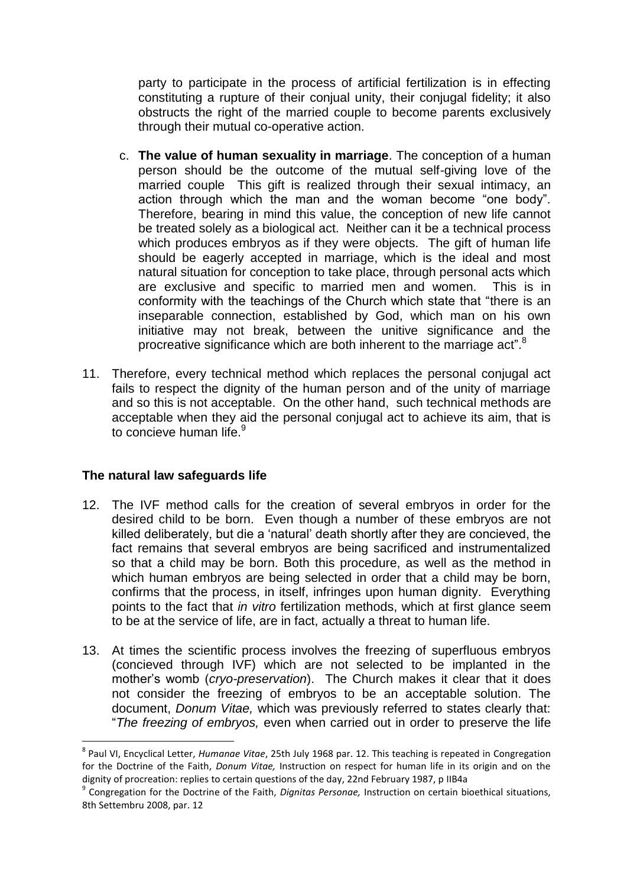party to participate in the process of artificial fertilization is in effecting constituting a rupture of their conjual unity, their conjugal fidelity; it also obstructs the right of the married couple to become parents exclusively through their mutual co-operative action.

c. **The value of human sexuality in marriage**. The conception of a human person should be the outcome of the mutual self-giving love of the married couple This gift is realized through their sexual intimacy, an action through which the man and the woman become "one body". Therefore, bearing in mind this value, the conception of new life cannot be treated solely as a biological act. Neither can it be a technical process which produces embryos as if they were objects. The gift of human life should be eagerly accepted in marriage, which is the ideal and most natural situation for conception to take place, through personal acts which are exclusive and specific to married men and women. This is in conformity with the teachings of the Church which state that "there is an inseparable connection, established by God, which man on his own initiative may not break, between the unitive significance and the procreative significance which are both inherent to the marriage act".[8]

11. Therefore, every technical method which replaces the personal conjugal act fails to respect the dignity of the human person and of the unity of marriage and so this is not acceptable. On the other hand, such technical methods are acceptable when they aid the personal conjugal act to achieve its aim, that is to concieve human life.[9]

## The natural law safeguards life

12. The IVF method calls for the creation of several embryos in order for the desired child to be born. Even though a number of these embryos are not killed deliberately, but die a 'natural' death shortly after they are concieved, the fact remains that several embryos are being sacrificed and instrumentalized so that a child may be born. Both this procedure, as well as the method in which human embryos are being selected in order that a child may be born, confirms that the process, in itself, infringes upon human dignity. Everything points to the fact that *in vitro* fertilization methods, which at first glance seem to be at the service of life, are in fact, actually a threat to human life.

13. At times the scientific process involves the freezing of superfluous embryos (concieved through IVF) which are not selected to be implanted in the mother's womb (*cryo-preservation*). The Church makes it clear that it does not consider the freezing of embryos to be an acceptable solution. The document, *Donum Vitae,* which was previously referred to states clearly that: "*The freezing of embryos,* even when carried out in order to preserve the life

---

[8] Paul VI, Encyclical Letter, *Humanae Vitae*, 25th July 1968 par. 12. This teaching is repeated in Congregation for the Doctrine of the Faith, *Donum Vitae,* Instruction on respect for human life in its origin and on the dignity of procreation: replies to certain questions of the day, 22nd February 1987, p IIB4a

[9] Congregation for the Doctrine of the Faith, *Dignitas Personae,* Instruction on certain bioethical situations, 8th Settembru 2008, par. 12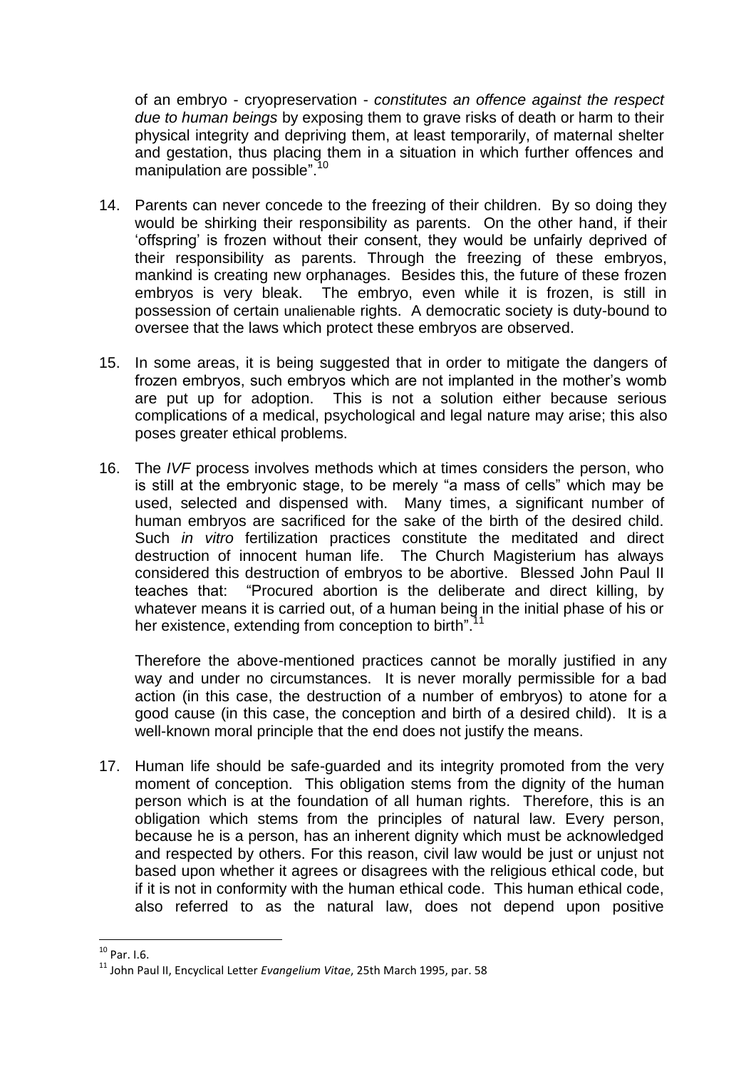of an embryo - cryopreservation - *constitutes an offence against the respect due to human beings* by exposing them to grave risks of death or harm to their physical integrity and depriving them, at least temporarily, of maternal shelter and gestation, thus placing them in a situation in which further offences and manipulation are possible".[10]

14. Parents can never concede to the freezing of their children. By so doing they would be shirking their responsibility as parents. On the other hand, if their 'offspring' is frozen without their consent, they would be unfairly deprived of their responsibility as parents. Through the freezing of these embryos, mankind is creating new orphanages. Besides this, the future of these frozen embryos is very bleak. The embryo, even while it is frozen, is still in possession of certain unalienable rights. A democratic society is duty-bound to oversee that the laws which protect these embryos are observed.

15. In some areas, it is being suggested that in order to mitigate the dangers of frozen embryos, such embryos which are not implanted in the mother's womb are put up for adoption. This is not a solution either because serious complications of a medical, psychological and legal nature may arise; this also poses greater ethical problems.

16. The *IVF* process involves methods which at times considers the person, who is still at the embryonic stage, to be merely "a mass of cells" which may be used, selected and dispensed with. Many times, a significant number of human embryos are sacrificed for the sake of the birth of the desired child. Such *in vitro* fertilization practices constitute the meditated and direct destruction of innocent human life. The Church Magisterium has always considered this destruction of embryos to be abortive. Blessed John Paul II teaches that: "Procured abortion is the deliberate and direct killing, by whatever means it is carried out, of a human being in the initial phase of his or her existence, extending from conception to birth".[11]

    Therefore the above-mentioned practices cannot be morally justified in any way and under no circumstances. It is never morally permissible for a bad action (in this case, the destruction of a number of embryos) to atone for a good cause (in this case, the conception and birth of a desired child). It is a well-known moral principle that the end does not justify the means.

17. Human life should be safe-guarded and its integrity promoted from the very moment of conception. This obligation stems from the dignity of the human person which is at the foundation of all human rights. Therefore, this is an obligation which stems from the principles of natural law. Every person, because he is a person, has an inherent dignity which must be acknowledged and respected by others. For this reason, civil law would be just or unjust not based upon whether it agrees or disagrees with the religious ethical code, but if it is not in conformity with the human ethical code. This human ethical code, also referred to as the natural law, does not depend upon positive

---

[10] Par. I.6.

[11] John Paul II, Encyclical Letter *Evangelium Vitae*, 25th March 1995, par. 58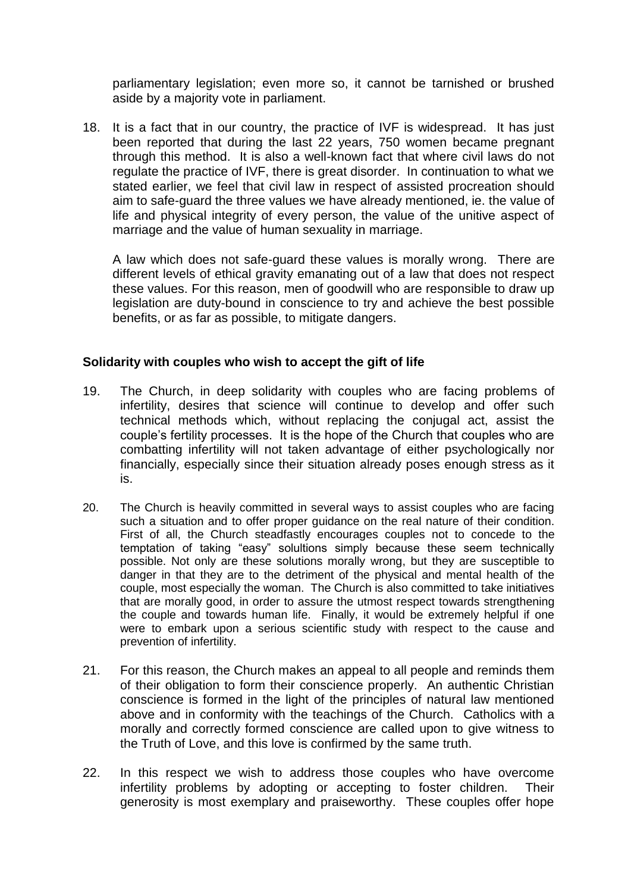parliamentary legislation; even more so, it cannot be tarnished or brushed aside by a majority vote in parliament.

18. It is a fact that in our country, the practice of IVF is widespread. It has just been reported that during the last 22 years, 750 women became pregnant through this method. It is also a well-known fact that where civil laws do not regulate the practice of IVF, there is great disorder. In continuation to what we stated earlier, we feel that civil law in respect of assisted procreation should aim to safe-guard the three values we have already mentioned, ie. the value of life and physical integrity of every person, the value of the unitive aspect of marriage and the value of human sexuality in marriage.

    A law which does not safe-guard these values is morally wrong. There are different levels of ethical gravity emanating out of a law that does not respect these values. For this reason, men of goodwill who are responsible to draw up legislation are duty-bound in conscience to try and achieve the best possible benefits, or as far as possible, to mitigate dangers.

**Solidarity with couples who wish to accept the gift of life**

19. The Church, in deep solidarity with couples who are facing problems of infertility, desires that science will continue to develop and offer such technical methods which, without replacing the conjugal act, assist the couple's fertility processes. It is the hope of the Church that couples who are combatting infertility will not taken advantage of either psychologically nor financially, especially since their situation already poses enough stress as it is.

20. The Church is heavily committed in several ways to assist couples who are facing such a situation and to offer proper guidance on the real nature of their condition. First of all, the Church steadfastly encourages couples not to concede to the temptation of taking "easy" solultions simply because these seem technically possible. Not only are these solutions morally wrong, but they are susceptible to danger in that they are to the detriment of the physical and mental health of the couple, most especially the woman. The Church is also committed to take initiatives that are morally good, in order to assure the utmost respect towards strengthening the couple and towards human life. Finally, it would be extremely helpful if one were to embark upon a serious scientific study with respect to the cause and prevention of infertility.

21. For this reason, the Church makes an appeal to all people and reminds them of their obligation to form their conscience properly. An authentic Christian conscience is formed in the light of the principles of natural law mentioned above and in conformity with the teachings of the Church. Catholics with a morally and correctly formed conscience are called upon to give witness to the Truth of Love, and this love is confirmed by the same truth.

22. In this respect we wish to address those couples who have overcome infertility problems by adopting or accepting to foster children. Their generosity is most exemplary and praiseworthy. These couples offer hope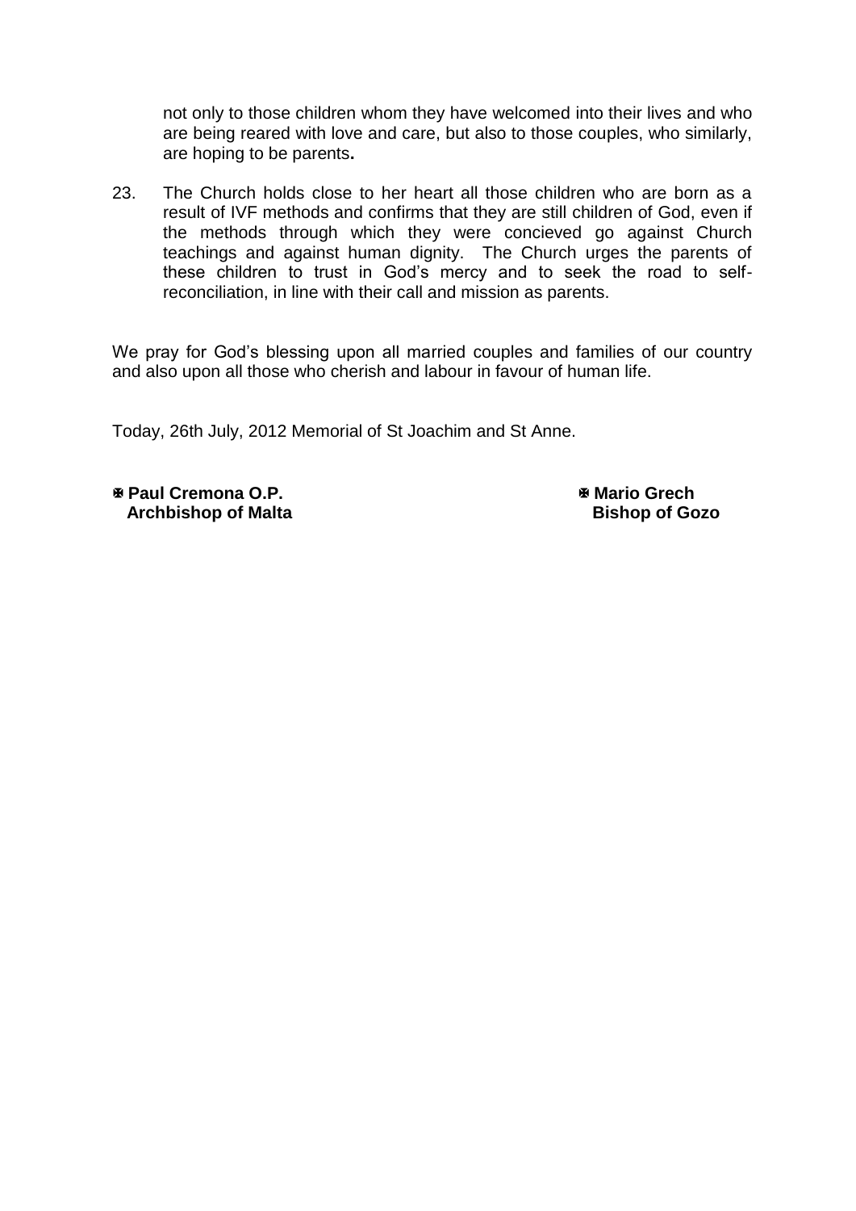not only to those children whom they have welcomed into their lives and who are being reared with love and care, but also to those couples, who similarly, are hoping to be parents**.**

23. The Church holds close to her heart all those children who are born as a result of IVF methods and confirms that they are still children of God, even if the methods through which they were concieved go against Church teachings and against human dignity. The Church urges the parents of these children to trust in God's mercy and to seek the road to self-reconciliation, in line with their call and mission as parents.

We pray for God's blessing upon all married couples and families of our country and also upon all those who cherish and labour in favour of human life.

Today, 26th July, 2012 Memorial of St Joachim and St Anne.

**✠ Paul Cremona O.P.**
**Archbishop of Malta**

**✠ Mario Grech**
**Bishop of Gozo**